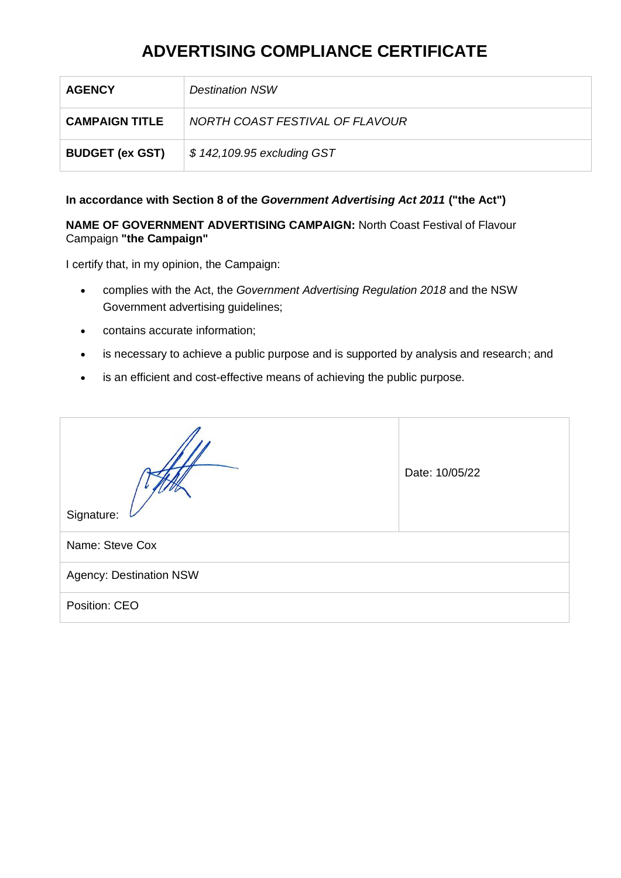# ADVERTISING COMPLIANCE CERTIFICATE

| **AGENCY** | *Destination NSW* |
|---|---|
| **CAMPAIGN TITLE** | *NORTH COAST FESTIVAL OF FLAVOUR* |
| **BUDGET (ex GST)** | *$ 142,109.95 excluding GST* |

**In accordance with Section 8 of the *Government Advertising Act 2011* ("the Act")**

**NAME OF GOVERNMENT ADVERTISING CAMPAIGN:** North Coast Festival of Flavour Campaign **"the Campaign"**

I certify that, in my opinion, the Campaign:

- complies with the Act, the *Government Advertising Regulation 2018* and the NSW Government advertising guidelines;
- contains accurate information;
- is necessary to achieve a public purpose and is supported by analysis and research; and
- is an efficient and cost-effective means of achieving the public purpose.

| Signature: | Date: 10/05/22 |
|---|---|
| Name: Steve Cox | |
| Agency: Destination NSW | |
| Position: CEO | |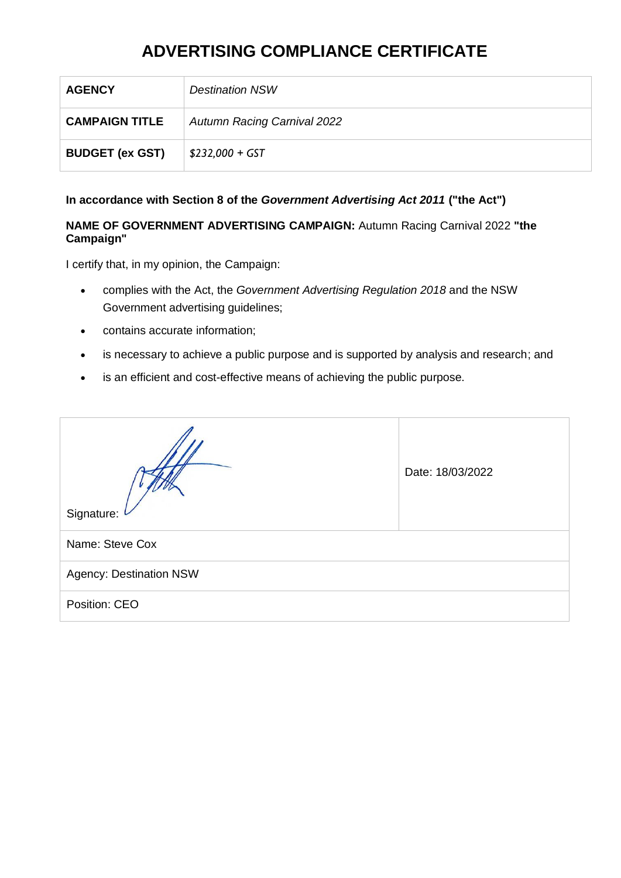# ADVERTISING COMPLIANCE CERTIFICATE

| **AGENCY** | *Destination NSW* |
|---|---|
| **CAMPAIGN TITLE** | *Autumn Racing Carnival 2022* |
| **BUDGET (ex GST)** | *$232,000 + GST* |

**In accordance with Section 8 of the *Government Advertising Act 2011* ("the Act")**

**NAME OF GOVERNMENT ADVERTISING CAMPAIGN:** Autumn Racing Carnival 2022 **"the Campaign"**

I certify that, in my opinion, the Campaign:

- complies with the Act, the *Government Advertising Regulation 2018* and the NSW Government advertising guidelines;
- contains accurate information;
- is necessary to achieve a public purpose and is supported by analysis and research; and
- is an efficient and cost-effective means of achieving the public purpose.

| Signature: | Date: 18/03/2022 |
|---|---|
| Name: Steve Cox | |
| Agency: Destination NSW | |
| Position: CEO | |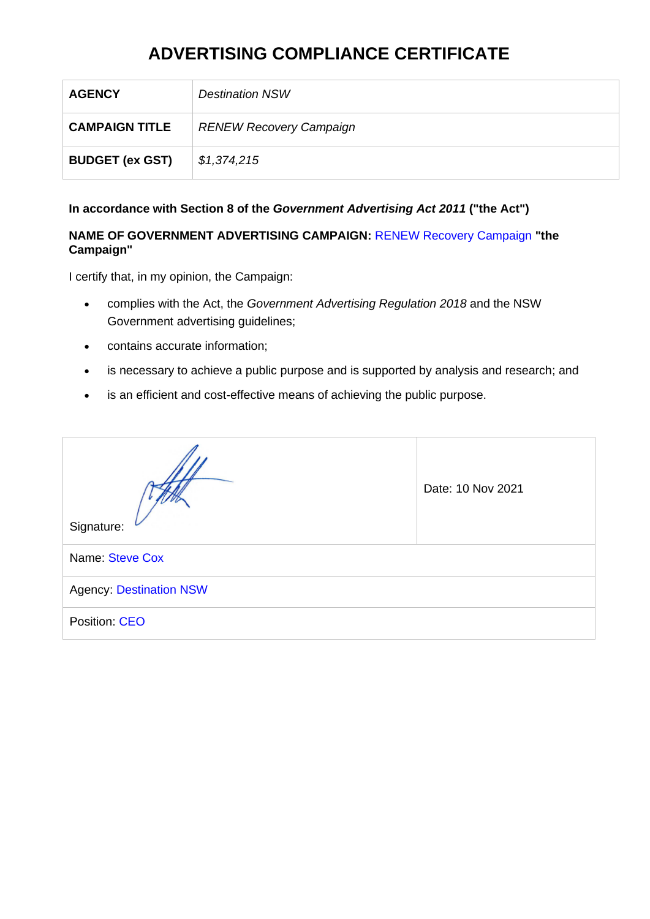# ADVERTISING COMPLIANCE CERTIFICATE

| **AGENCY** | *Destination NSW* |
|---|---|
| **CAMPAIGN TITLE** | *RENEW Recovery Campaign* |
| **BUDGET (ex GST)** | *$1,374,215* |

**In accordance with Section 8 of the *Government Advertising Act 2011* ("the Act")**

**NAME OF GOVERNMENT ADVERTISING CAMPAIGN:** RENEW Recovery Campaign **"the Campaign"**

I certify that, in my opinion, the Campaign:

- complies with the Act, the *Government Advertising Regulation 2018* and the NSW Government advertising guidelines;
- contains accurate information;
- is necessary to achieve a public purpose and is supported by analysis and research; and
- is an efficient and cost-effective means of achieving the public purpose.

| Signature: | Date: 10 Nov 2021 |
|---|---|
| Name: Steve Cox | |
| Agency: Destination NSW | |
| Position: CEO | |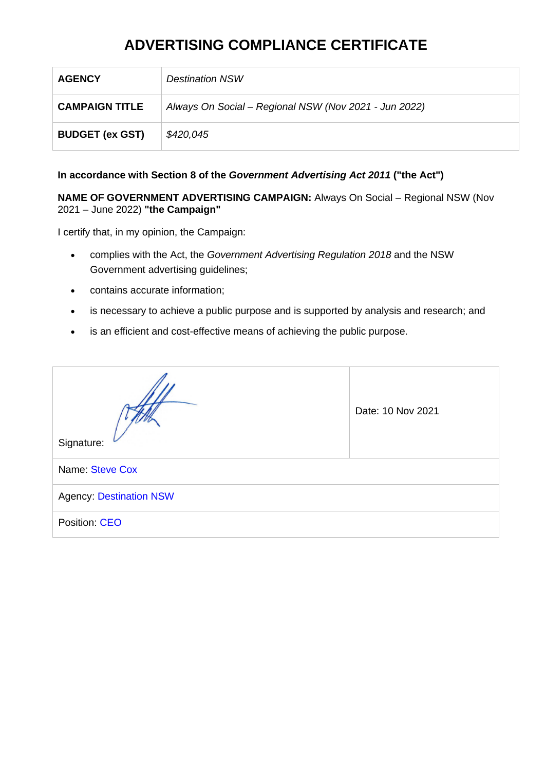# ADVERTISING COMPLIANCE CERTIFICATE

| **AGENCY** | *Destination NSW* |
|---|---|
| **CAMPAIGN TITLE** | *Always On Social – Regional NSW (Nov 2021 - Jun 2022)* |
| **BUDGET (ex GST)** | *$420,045* |

**In accordance with Section 8 of the *Government Advertising Act 2011* ("the Act")**

**NAME OF GOVERNMENT ADVERTISING CAMPAIGN:** Always On Social – Regional NSW (Nov 2021 – June 2022) **"the Campaign"**

I certify that, in my opinion, the Campaign:

- complies with the Act, the *Government Advertising Regulation 2018* and the NSW Government advertising guidelines;
- contains accurate information;
- is necessary to achieve a public purpose and is supported by analysis and research; and
- is an efficient and cost-effective means of achieving the public purpose.

| Signature: | Date: 10 Nov 2021 |
|---|---|
| Name: Steve Cox | |
| Agency: Destination NSW | |
| Position: CEO | |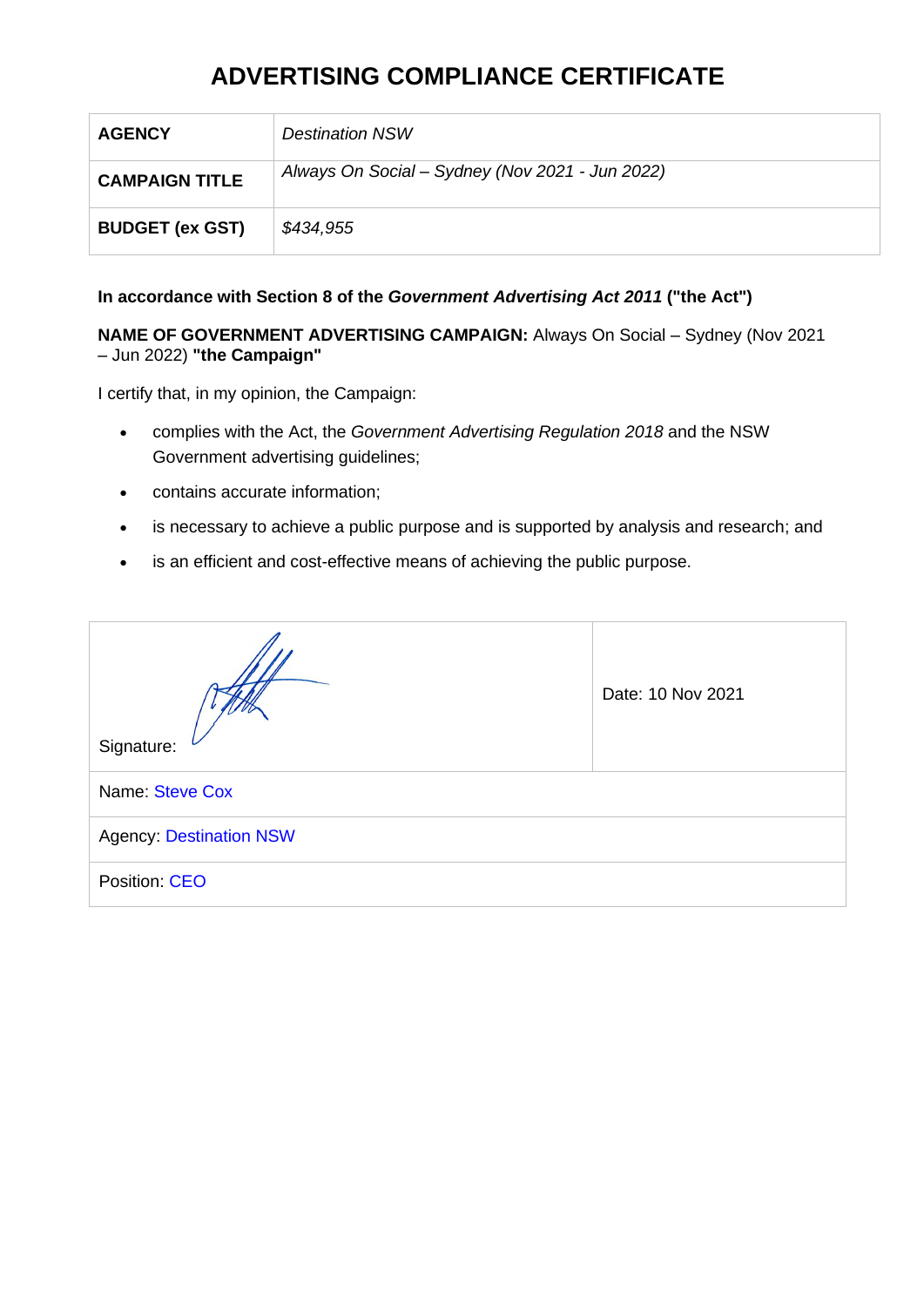# ADVERTISING COMPLIANCE CERTIFICATE

| **AGENCY** | *Destination NSW* |
| --- | --- |
| **CAMPAIGN TITLE** | *Always On Social – Sydney (Nov 2021 - Jun 2022)* |
| **BUDGET (ex GST)** | *$434,955* |

**In accordance with Section 8 of the *Government Advertising Act 2011* ("the Act")**

**NAME OF GOVERNMENT ADVERTISING CAMPAIGN:** Always On Social – Sydney (Nov 2021 – Jun 2022) **"the Campaign"**

I certify that, in my opinion, the Campaign:

- complies with the Act, the *Government Advertising Regulation 2018* and the NSW Government advertising guidelines;
- contains accurate information;
- is necessary to achieve a public purpose and is supported by analysis and research; and
- is an efficient and cost-effective means of achieving the public purpose.

| Signature: | Date: 10 Nov 2021 |
| --- | --- |
| Name: Steve Cox | |
| Agency: Destination NSW | |
| Position: CEO | |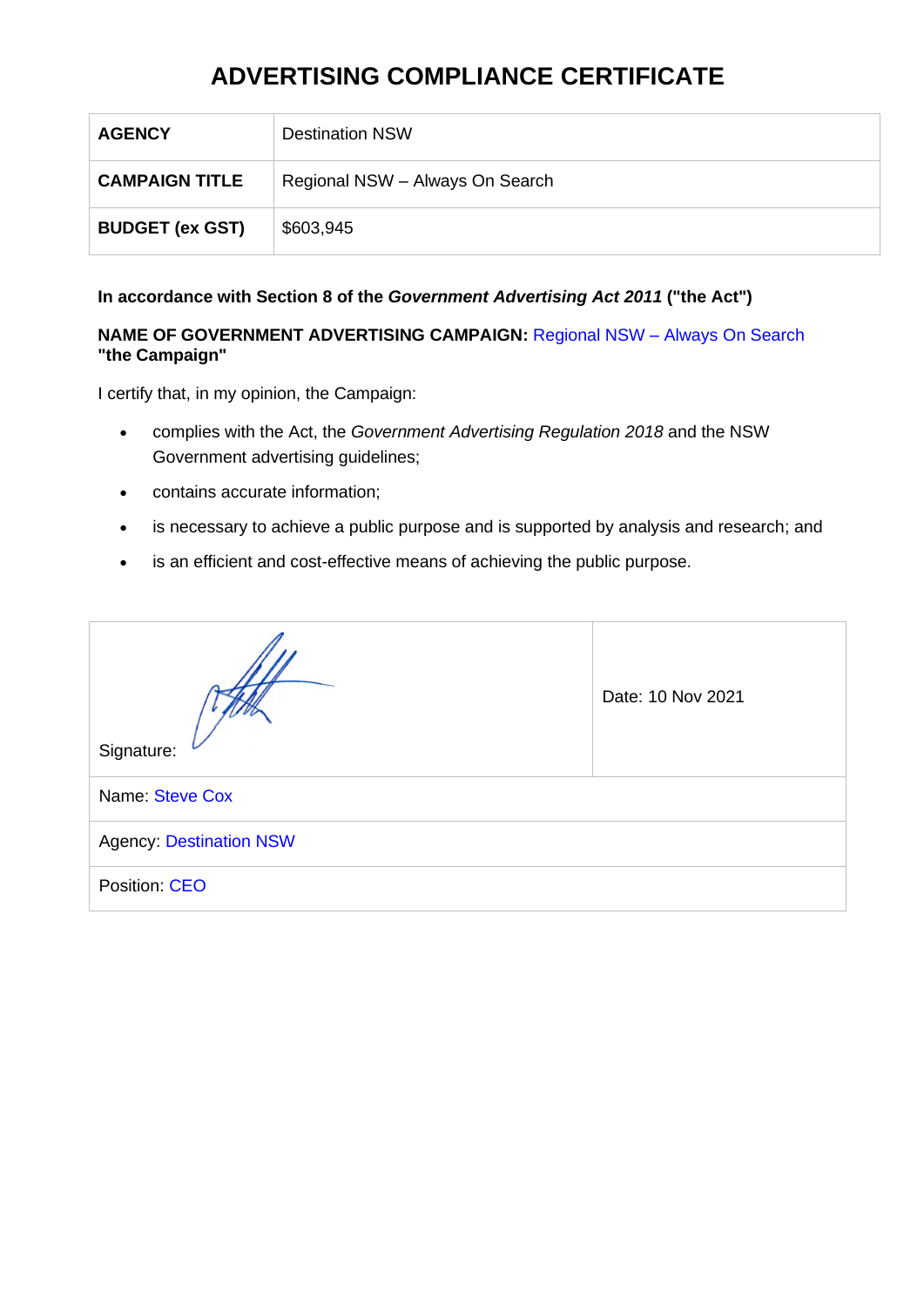# ADVERTISING COMPLIANCE CERTIFICATE

| AGENCY | Destination NSW |
|---|---|
| CAMPAIGN TITLE | Regional NSW – Always On Search |
| BUDGET (ex GST) | $603,945 |

**In accordance with Section 8 of the *Government Advertising Act 2011* ("the Act")**

**NAME OF GOVERNMENT ADVERTISING CAMPAIGN:** Regional NSW – Always On Search **"the Campaign"**

I certify that, in my opinion, the Campaign:

- complies with the Act, the *Government Advertising Regulation 2018* and the NSW Government advertising guidelines;
- contains accurate information;
- is necessary to achieve a public purpose and is supported by analysis and research; and
- is an efficient and cost-effective means of achieving the public purpose.

| Signature: | Date: 10 Nov 2021 |
|---|---|
| Name: Steve Cox | |
| Agency: Destination NSW | |
| Position: CEO | |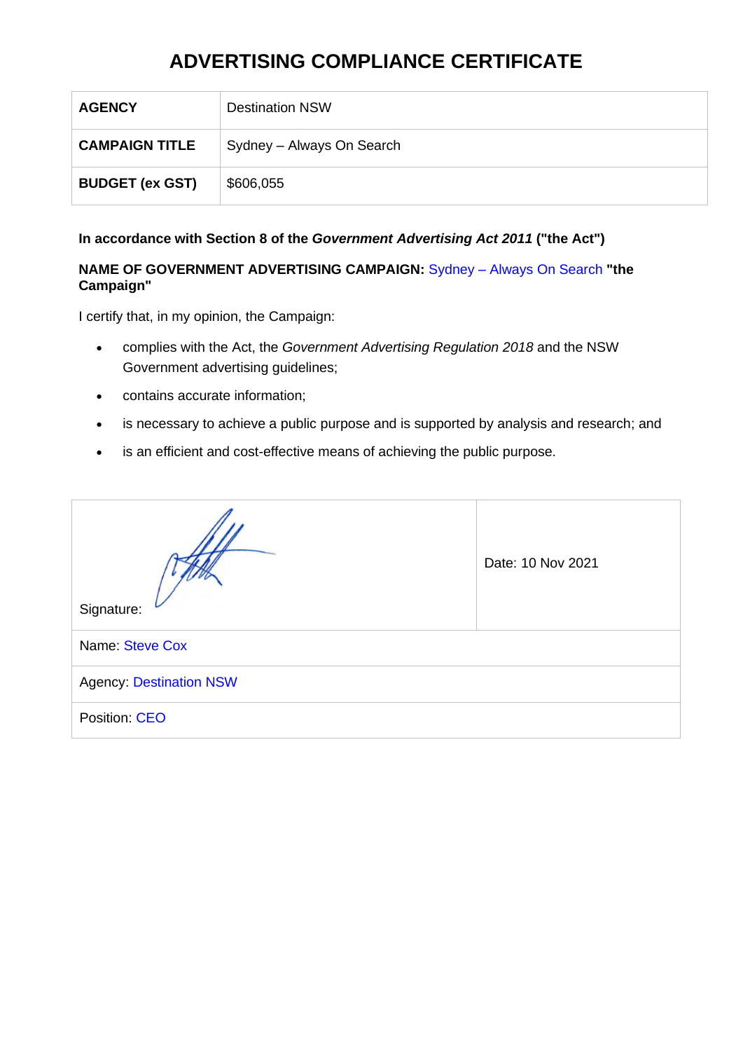# ADVERTISING COMPLIANCE CERTIFICATE

| AGENCY | Destination NSW |
|---|---|
| CAMPAIGN TITLE | Sydney – Always On Search |
| BUDGET (ex GST) | $606,055 |

**In accordance with Section 8 of the *Government Advertising Act 2011* ("the Act")**

**NAME OF GOVERNMENT ADVERTISING CAMPAIGN:** Sydney – Always On Search **"the Campaign"**

I certify that, in my opinion, the Campaign:

- complies with the Act, the *Government Advertising Regulation 2018* and the NSW Government advertising guidelines;
- contains accurate information;
- is necessary to achieve a public purpose and is supported by analysis and research; and
- is an efficient and cost-effective means of achieving the public purpose.

| Signature: | Date: 10 Nov 2021 |
|---|---|
| Name: Steve Cox | |
| Agency: Destination NSW | |
| Position: CEO | |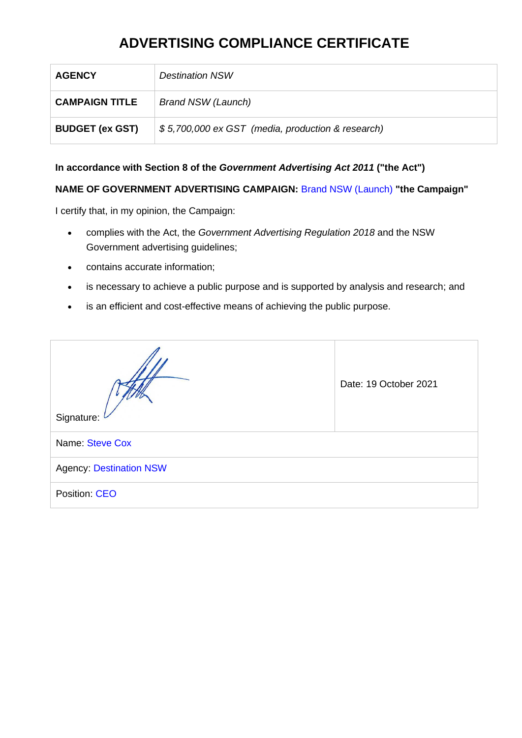# ADVERTISING COMPLIANCE CERTIFICATE

| | |
|---|---|
| **AGENCY** | *Destination NSW* |
| **CAMPAIGN TITLE** | *Brand NSW (Launch)* |
| **BUDGET (ex GST)** | *$ 5,700,000 ex GST (media, production & research)* |

**In accordance with Section 8 of the *Government Advertising Act 2011* ("the Act")**

**NAME OF GOVERNMENT ADVERTISING CAMPAIGN:** Brand NSW (Launch) **"the Campaign"**

I certify that, in my opinion, the Campaign:

- complies with the Act, the *Government Advertising Regulation 2018* and the NSW Government advertising guidelines;
- contains accurate information;
- is necessary to achieve a public purpose and is supported by analysis and research; and
- is an efficient and cost-effective means of achieving the public purpose.

| | |
|---|---|
| Signature: | Date: 19 October 2021 |
| Name: Steve Cox | |
| Agency: Destination NSW | |
| Position: CEO | |